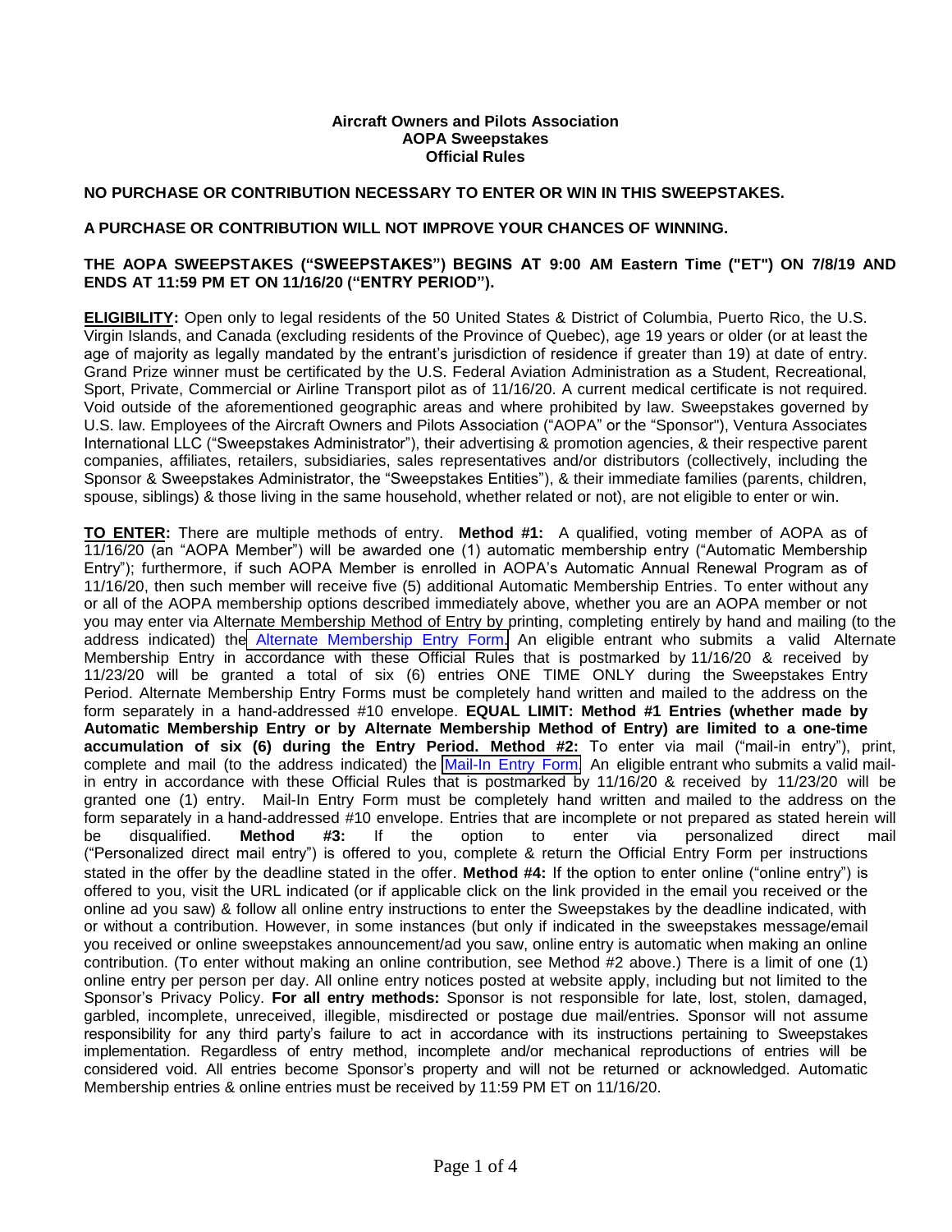**Aircraft Owners and Pilots Association**
**AOPA Sweepstakes**
**Official Rules**

**NO PURCHASE OR CONTRIBUTION NECESSARY TO ENTER OR WIN IN THIS SWEEPSTAKES.**

**A PURCHASE OR CONTRIBUTION WILL NOT IMPROVE YOUR CHANCES OF WINNING.**

**THE AOPA SWEEPSTAKES ("SWEEPSTAKES") BEGINS AT 9:00 AM Eastern Time ("ET") ON 7/8/19 AND ENDS AT 11:59 PM ET ON 11/16/20 ("ENTRY PERIOD").**

**ELIGIBILITY:** Open only to legal residents of the 50 United States & District of Columbia, Puerto Rico, the U.S. Virgin Islands, and Canada (excluding residents of the Province of Quebec), age 19 years or older (or at least the age of majority as legally mandated by the entrant's jurisdiction of residence if greater than 19) at date of entry. Grand Prize winner must be certificated by the U.S. Federal Aviation Administration as a Student, Recreational, Sport, Private, Commercial or Airline Transport pilot as of 11/16/20. A current medical certificate is not required. Void outside of the aforementioned geographic areas and where prohibited by law. Sweepstakes governed by U.S. law. Employees of the Aircraft Owners and Pilots Association ("AOPA" or the "Sponsor"), Ventura Associates International LLC ("Sweepstakes Administrator"), their advertising & promotion agencies, & their respective parent companies, affiliates, retailers, subsidiaries, sales representatives and/or distributors (collectively, including the Sponsor & Sweepstakes Administrator, the "Sweepstakes Entities"), & their immediate families (parents, children, spouse, siblings) & those living in the same household, whether related or not), are not eligible to enter or win.

**TO ENTER:** There are multiple methods of entry. **Method #1:** A qualified, voting member of AOPA as of 11/16/20 (an "AOPA Member") will be awarded one (1) automatic membership entry ("Automatic Membership Entry"); furthermore, if such AOPA Member is enrolled in AOPA's Automatic Annual Renewal Program as of 11/16/20, then such member will receive five (5) additional Automatic Membership Entries. To enter without any or all of the AOPA membership options described immediately above, whether you are an AOPA member or not you may enter via Alternate Membership Method of Entry by printing, completing entirely by hand and mailing (to the address indicated) the Alternate Membership Entry Form. An eligible entrant who submits a valid Alternate Membership Entry in accordance with these Official Rules that is postmarked by 11/16/20 & received by 11/23/20 will be granted a total of six (6) entries ONE TIME ONLY during the Sweepstakes Entry Period. Alternate Membership Entry Forms must be completely hand written and mailed to the address on the form separately in a hand-addressed #10 envelope. **EQUAL LIMIT: Method #1 Entries (whether made by Automatic Membership Entry or by Alternate Membership Method of Entry) are limited to a one-time accumulation of six (6) during the Entry Period. Method #2:** To enter via mail ("mail-in entry"), print, complete and mail (to the address indicated) the Mail-In Entry Form. An eligible entrant who submits a valid mail-in entry in accordance with these Official Rules that is postmarked by 11/16/20 & received by 11/23/20 will be granted one (1) entry. Mail-In Entry Form must be completely hand written and mailed to the address on the form separately in a hand-addressed #10 envelope. Entries that are incomplete or not prepared as stated herein will be disqualified. **Method #3:** If the option to enter via personalized direct mail ("Personalized direct mail entry") is offered to you, complete & return the Official Entry Form per instructions stated in the offer by the deadline stated in the offer. **Method #4:** If the option to enter online ("online entry") is offered to you, visit the URL indicated (or if applicable click on the link provided in the email you received or the online ad you saw) & follow all online entry instructions to enter the Sweepstakes by the deadline indicated, with or without a contribution. However, in some instances (but only if indicated in the sweepstakes message/email you received or online sweepstakes announcement/ad you saw, online entry is automatic when making an online contribution. (To enter without making an online contribution, see Method #2 above.) There is a limit of one (1) online entry per person per day. All online entry notices posted at website apply, including but not limited to the Sponsor's Privacy Policy. **For all entry methods:** Sponsor is not responsible for late, lost, stolen, damaged, garbled, incomplete, unreceived, illegible, misdirected or postage due mail/entries. Sponsor will not assume responsibility for any third party's failure to act in accordance with its instructions pertaining to Sweepstakes implementation. Regardless of entry method, incomplete and/or mechanical reproductions of entries will be considered void. All entries become Sponsor's property and will not be returned or acknowledged. Automatic Membership entries & online entries must be received by 11:59 PM ET on 11/16/20.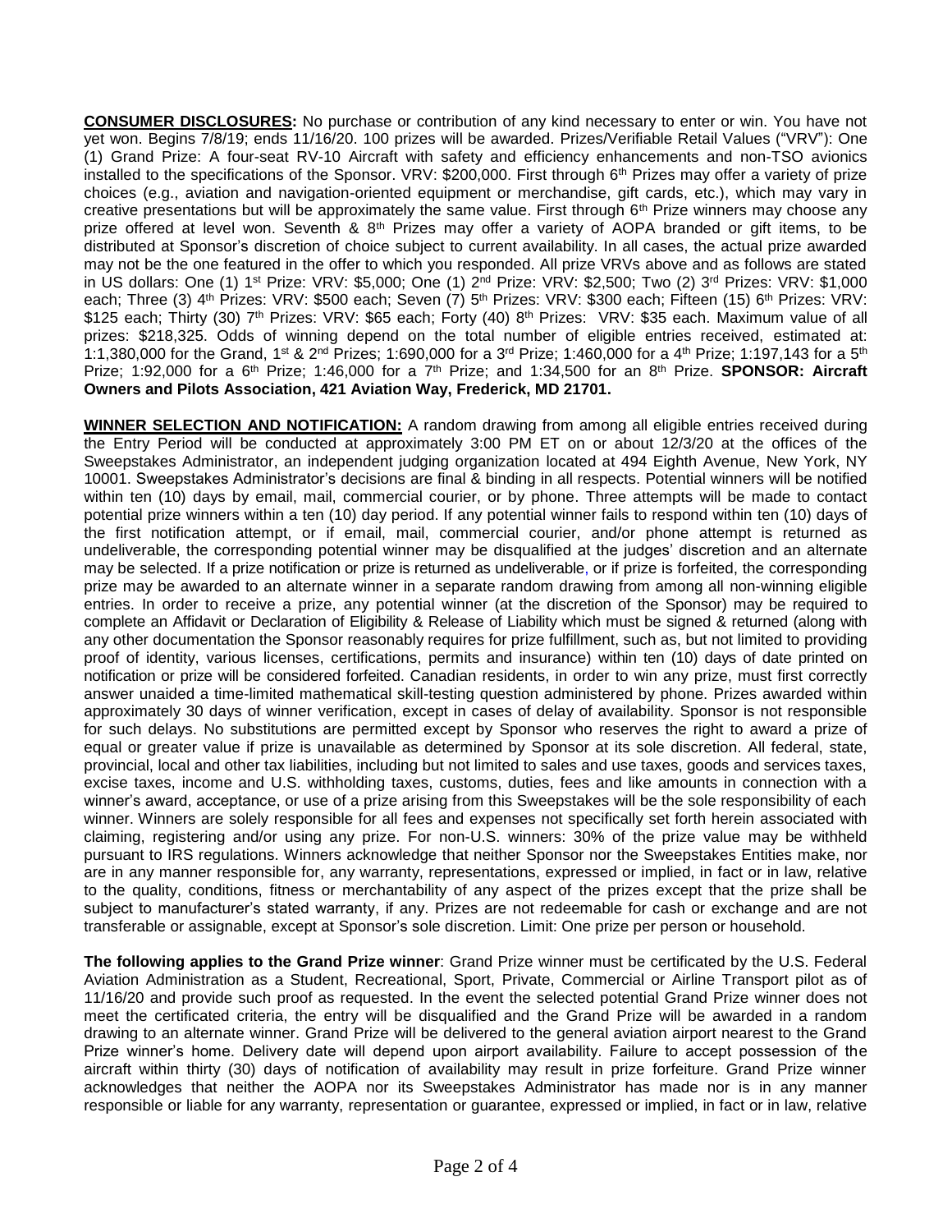**CONSUMER DISCLOSURES:** No purchase or contribution of any kind necessary to enter or win. You have not yet won. Begins 7/8/19; ends 11/16/20. 100 prizes will be awarded. Prizes/Verifiable Retail Values ("VRV"): One (1) Grand Prize: A four-seat RV-10 Aircraft with safety and efficiency enhancements and non-TSO avionics installed to the specifications of the Sponsor. VRV: $200,000. First through 6th Prizes may offer a variety of prize choices (e.g., aviation and navigation-oriented equipment or merchandise, gift cards, etc.), which may vary in creative presentations but will be approximately the same value. First through 6th Prize winners may choose any prize offered at level won. Seventh & 8th Prizes may offer a variety of AOPA branded or gift items, to be distributed at Sponsor's discretion of choice subject to current availability. In all cases, the actual prize awarded may not be the one featured in the offer to which you responded. All prize VRVs above and as follows are stated in US dollars: One (1) 1st Prize: VRV: $5,000; One (1) 2nd Prize: VRV: $2,500; Two (2) 3rd Prizes: VRV: $1,000 each; Three (3) 4th Prizes: VRV: $500 each; Seven (7) 5th Prizes: VRV: $300 each; Fifteen (15) 6th Prizes: VRV: $125 each; Thirty (30) 7th Prizes: VRV: $65 each; Forty (40) 8th Prizes: VRV: $35 each. Maximum value of all prizes: $218,325. Odds of winning depend on the total number of eligible entries received, estimated at: 1:1,380,000 for the Grand, 1st & 2nd Prizes; 1:690,000 for a 3rd Prize; 1:460,000 for a 4th Prize; 1:197,143 for a 5th Prize; 1:92,000 for a 6th Prize; 1:46,000 for a 7th Prize; and 1:34,500 for an 8th Prize. **SPONSOR: Aircraft Owners and Pilots Association, 421 Aviation Way, Frederick, MD 21701.**

**WINNER SELECTION AND NOTIFICATION:** A random drawing from among all eligible entries received during the Entry Period will be conducted at approximately 3:00 PM ET on or about 12/3/20 at the offices of the Sweepstakes Administrator, an independent judging organization located at 494 Eighth Avenue, New York, NY 10001. Sweepstakes Administrator's decisions are final & binding in all respects. Potential winners will be notified within ten (10) days by email, mail, commercial courier, or by phone. Three attempts will be made to contact potential prize winners within a ten (10) day period. If any potential winner fails to respond within ten (10) days of the first notification attempt, or if email, mail, commercial courier, and/or phone attempt is returned as undeliverable, the corresponding potential winner may be disqualified at the judges' discretion and an alternate may be selected. If a prize notification or prize is returned as undeliverable, or if prize is forfeited, the corresponding prize may be awarded to an alternate winner in a separate random drawing from among all non-winning eligible entries. In order to receive a prize, any potential winner (at the discretion of the Sponsor) may be required to complete an Affidavit or Declaration of Eligibility & Release of Liability which must be signed & returned (along with any other documentation the Sponsor reasonably requires for prize fulfillment, such as, but not limited to providing proof of identity, various licenses, certifications, permits and insurance) within ten (10) days of date printed on notification or prize will be considered forfeited. Canadian residents, in order to win any prize, must first correctly answer unaided a time-limited mathematical skill-testing question administered by phone. Prizes awarded within approximately 30 days of winner verification, except in cases of delay of availability. Sponsor is not responsible for such delays. No substitutions are permitted except by Sponsor who reserves the right to award a prize of equal or greater value if prize is unavailable as determined by Sponsor at its sole discretion. All federal, state, provincial, local and other tax liabilities, including but not limited to sales and use taxes, goods and services taxes, excise taxes, income and U.S. withholding taxes, customs, duties, fees and like amounts in connection with a winner's award, acceptance, or use of a prize arising from this Sweepstakes will be the sole responsibility of each winner. Winners are solely responsible for all fees and expenses not specifically set forth herein associated with claiming, registering and/or using any prize. For non-U.S. winners: 30% of the prize value may be withheld pursuant to IRS regulations. Winners acknowledge that neither Sponsor nor the Sweepstakes Entities make, nor are in any manner responsible for, any warranty, representations, expressed or implied, in fact or in law, relative to the quality, conditions, fitness or merchantability of any aspect of the prizes except that the prize shall be subject to manufacturer's stated warranty, if any. Prizes are not redeemable for cash or exchange and are not transferable or assignable, except at Sponsor's sole discretion. Limit: One prize per person or household.

**The following applies to the Grand Prize winner**: Grand Prize winner must be certificated by the U.S. Federal Aviation Administration as a Student, Recreational, Sport, Private, Commercial or Airline Transport pilot as of 11/16/20 and provide such proof as requested. In the event the selected potential Grand Prize winner does not meet the certificated criteria, the entry will be disqualified and the Grand Prize will be awarded in a random drawing to an alternate winner. Grand Prize will be delivered to the general aviation airport nearest to the Grand Prize winner's home. Delivery date will depend upon airport availability. Failure to accept possession of the aircraft within thirty (30) days of notification of availability may result in prize forfeiture. Grand Prize winner acknowledges that neither the AOPA nor its Sweepstakes Administrator has made nor is in any manner responsible or liable for any warranty, representation or guarantee, expressed or implied, in fact or in law, relative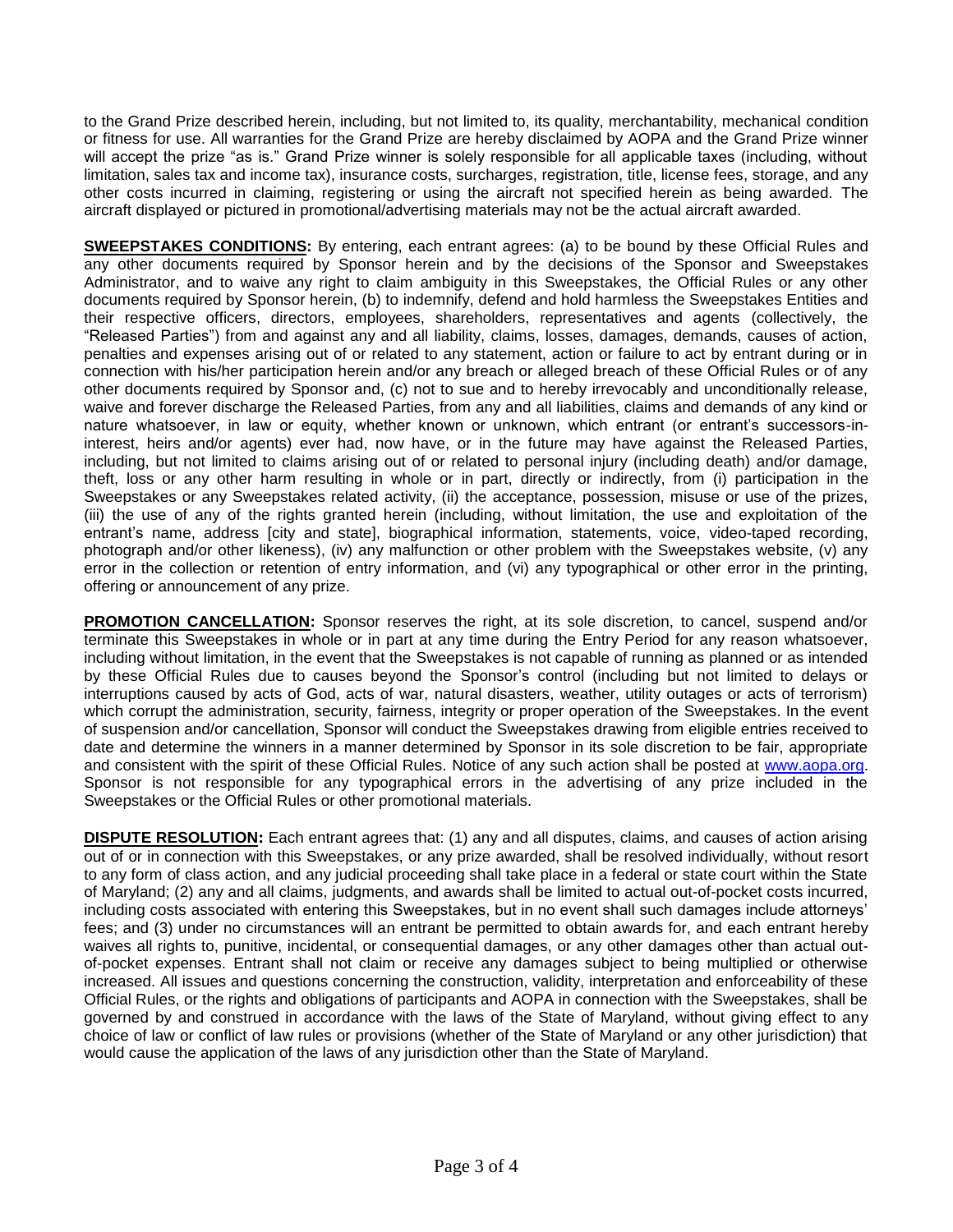to the Grand Prize described herein, including, but not limited to, its quality, merchantability, mechanical condition or fitness for use. All warranties for the Grand Prize are hereby disclaimed by AOPA and the Grand Prize winner will accept the prize "as is." Grand Prize winner is solely responsible for all applicable taxes (including, without limitation, sales tax and income tax), insurance costs, surcharges, registration, title, license fees, storage, and any other costs incurred in claiming, registering or using the aircraft not specified herein as being awarded. The aircraft displayed or pictured in promotional/advertising materials may not be the actual aircraft awarded.

**SWEEPSTAKES CONDITIONS:** By entering, each entrant agrees: (a) to be bound by these Official Rules and any other documents required by Sponsor herein and by the decisions of the Sponsor and Sweepstakes Administrator, and to waive any right to claim ambiguity in this Sweepstakes, the Official Rules or any other documents required by Sponsor herein, (b) to indemnify, defend and hold harmless the Sweepstakes Entities and their respective officers, directors, employees, shareholders, representatives and agents (collectively, the "Released Parties") from and against any and all liability, claims, losses, damages, demands, causes of action, penalties and expenses arising out of or related to any statement, action or failure to act by entrant during or in connection with his/her participation herein and/or any breach or alleged breach of these Official Rules or of any other documents required by Sponsor and, (c) not to sue and to hereby irrevocably and unconditionally release, waive and forever discharge the Released Parties, from any and all liabilities, claims and demands of any kind or nature whatsoever, in law or equity, whether known or unknown, which entrant (or entrant's successors-in-interest, heirs and/or agents) ever had, now have, or in the future may have against the Released Parties, including, but not limited to claims arising out of or related to personal injury (including death) and/or damage, theft, loss or any other harm resulting in whole or in part, directly or indirectly, from (i) participation in the Sweepstakes or any Sweepstakes related activity, (ii) the acceptance, possession, misuse or use of the prizes, (iii) the use of any of the rights granted herein (including, without limitation, the use and exploitation of the entrant's name, address [city and state], biographical information, statements, voice, video-taped recording, photograph and/or other likeness), (iv) any malfunction or other problem with the Sweepstakes website, (v) any error in the collection or retention of entry information, and (vi) any typographical or other error in the printing, offering or announcement of any prize.

**PROMOTION CANCELLATION:** Sponsor reserves the right, at its sole discretion, to cancel, suspend and/or terminate this Sweepstakes in whole or in part at any time during the Entry Period for any reason whatsoever, including without limitation, in the event that the Sweepstakes is not capable of running as planned or as intended by these Official Rules due to causes beyond the Sponsor's control (including but not limited to delays or interruptions caused by acts of God, acts of war, natural disasters, weather, utility outages or acts of terrorism) which corrupt the administration, security, fairness, integrity or proper operation of the Sweepstakes. In the event of suspension and/or cancellation, Sponsor will conduct the Sweepstakes drawing from eligible entries received to date and determine the winners in a manner determined by Sponsor in its sole discretion to be fair, appropriate and consistent with the spirit of these Official Rules. Notice of any such action shall be posted at www.aopa.org. Sponsor is not responsible for any typographical errors in the advertising of any prize included in the Sweepstakes or the Official Rules or other promotional materials.

**DISPUTE RESOLUTION:** Each entrant agrees that: (1) any and all disputes, claims, and causes of action arising out of or in connection with this Sweepstakes, or any prize awarded, shall be resolved individually, without resort to any form of class action, and any judicial proceeding shall take place in a federal or state court within the State of Maryland; (2) any and all claims, judgments, and awards shall be limited to actual out-of-pocket costs incurred, including costs associated with entering this Sweepstakes, but in no event shall such damages include attorneys' fees; and (3) under no circumstances will an entrant be permitted to obtain awards for, and each entrant hereby waives all rights to, punitive, incidental, or consequential damages, or any other damages other than actual out-of-pocket expenses. Entrant shall not claim or receive any damages subject to being multiplied or otherwise increased. All issues and questions concerning the construction, validity, interpretation and enforceability of these Official Rules, or the rights and obligations of participants and AOPA in connection with the Sweepstakes, shall be governed by and construed in accordance with the laws of the State of Maryland, without giving effect to any choice of law or conflict of law rules or provisions (whether of the State of Maryland or any other jurisdiction) that would cause the application of the laws of any jurisdiction other than the State of Maryland.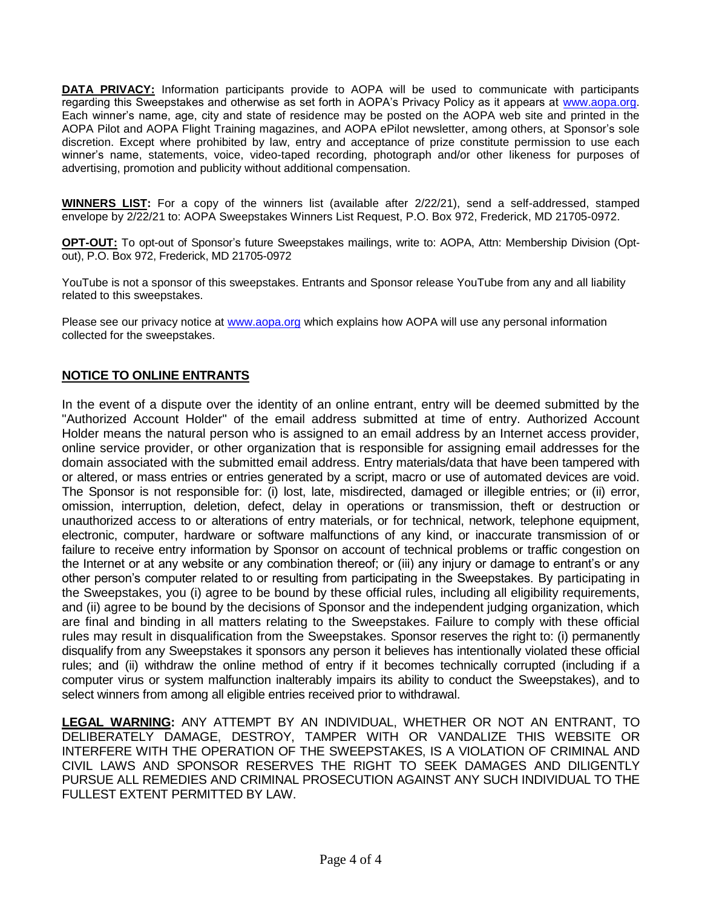**DATA PRIVACY:** Information participants provide to AOPA will be used to communicate with participants regarding this Sweepstakes and otherwise as set forth in AOPA's Privacy Policy as it appears at www.aopa.org. Each winner's name, age, city and state of residence may be posted on the AOPA web site and printed in the AOPA Pilot and AOPA Flight Training magazines, and AOPA ePilot newsletter, among others, at Sponsor's sole discretion. Except where prohibited by law, entry and acceptance of prize constitute permission to use each winner's name, statements, voice, video-taped recording, photograph and/or other likeness for purposes of advertising, promotion and publicity without additional compensation.

**WINNERS LIST:** For a copy of the winners list (available after 2/22/21), send a self-addressed, stamped envelope by 2/22/21 to: AOPA Sweepstakes Winners List Request, P.O. Box 972, Frederick, MD 21705-0972.

**OPT-OUT:** To opt-out of Sponsor's future Sweepstakes mailings, write to: AOPA, Attn: Membership Division (Opt-out), P.O. Box 972, Frederick, MD 21705-0972

YouTube is not a sponsor of this sweepstakes. Entrants and Sponsor release YouTube from any and all liability related to this sweepstakes.

Please see our privacy notice at www.aopa.org which explains how AOPA will use any personal information collected for the sweepstakes.

## NOTICE TO ONLINE ENTRANTS

In the event of a dispute over the identity of an online entrant, entry will be deemed submitted by the "Authorized Account Holder" of the email address submitted at time of entry. Authorized Account Holder means the natural person who is assigned to an email address by an Internet access provider, online service provider, or other organization that is responsible for assigning email addresses for the domain associated with the submitted email address. Entry materials/data that have been tampered with or altered, or mass entries or entries generated by a script, macro or use of automated devices are void. The Sponsor is not responsible for: (i) lost, late, misdirected, damaged or illegible entries; or (ii) error, omission, interruption, deletion, defect, delay in operations or transmission, theft or destruction or unauthorized access to or alterations of entry materials, or for technical, network, telephone equipment, electronic, computer, hardware or software malfunctions of any kind, or inaccurate transmission of or failure to receive entry information by Sponsor on account of technical problems or traffic congestion on the Internet or at any website or any combination thereof; or (iii) any injury or damage to entrant's or any other person's computer related to or resulting from participating in the Sweepstakes. By participating in the Sweepstakes, you (i) agree to be bound by these official rules, including all eligibility requirements, and (ii) agree to be bound by the decisions of Sponsor and the independent judging organization, which are final and binding in all matters relating to the Sweepstakes. Failure to comply with these official rules may result in disqualification from the Sweepstakes. Sponsor reserves the right to: (i) permanently disqualify from any Sweepstakes it sponsors any person it believes has intentionally violated these official rules; and (ii) withdraw the online method of entry if it becomes technically corrupted (including if a computer virus or system malfunction inalterably impairs its ability to conduct the Sweepstakes), and to select winners from among all eligible entries received prior to withdrawal.

**LEGAL WARNING:** ANY ATTEMPT BY AN INDIVIDUAL, WHETHER OR NOT AN ENTRANT, TO DELIBERATELY DAMAGE, DESTROY, TAMPER WITH OR VANDALIZE THIS WEBSITE OR INTERFERE WITH THE OPERATION OF THE SWEEPSTAKES, IS A VIOLATION OF CRIMINAL AND CIVIL LAWS AND SPONSOR RESERVES THE RIGHT TO SEEK DAMAGES AND DILIGENTLY PURSUE ALL REMEDIES AND CRIMINAL PROSECUTION AGAINST ANY SUCH INDIVIDUAL TO THE FULLEST EXTENT PERMITTED BY LAW.